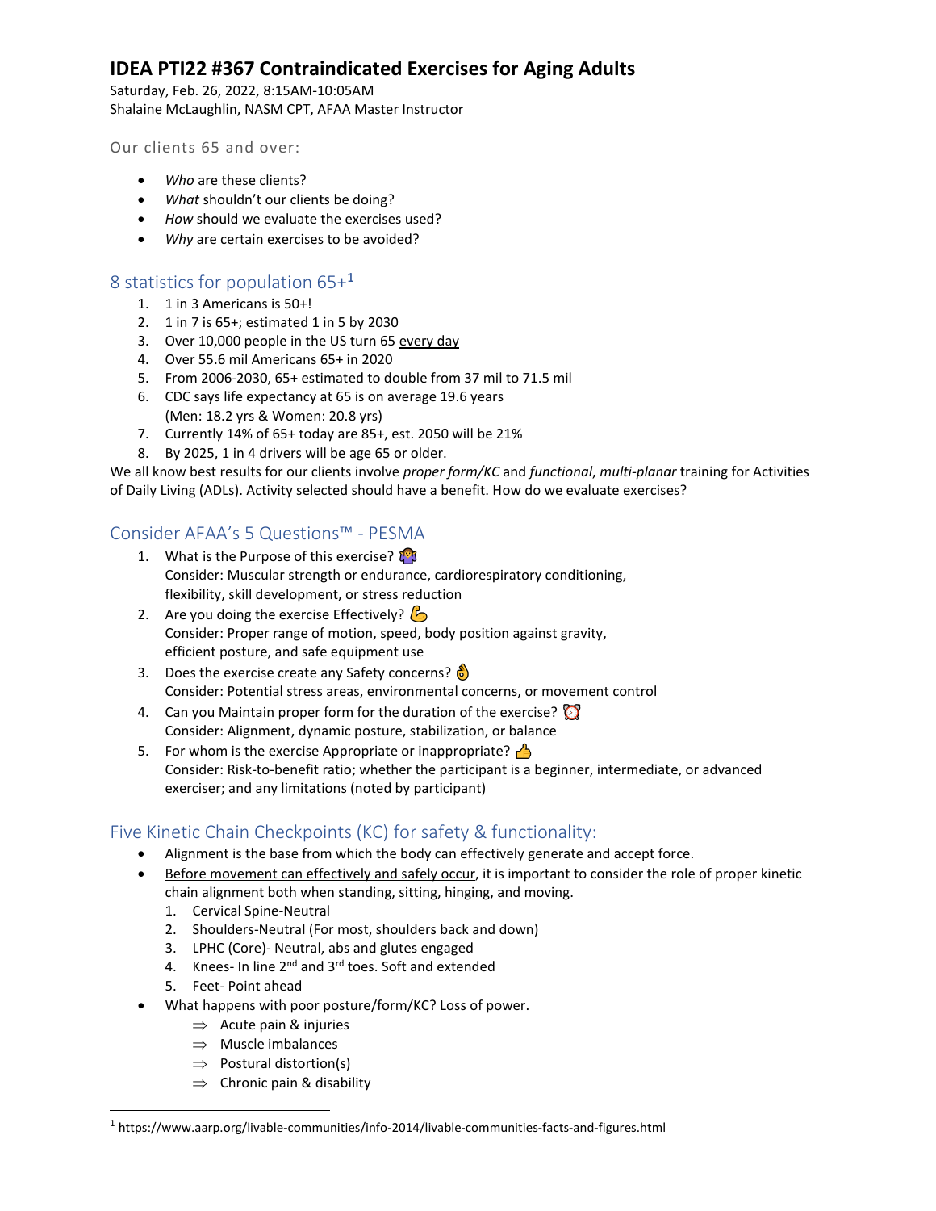# IDEA PTI22 #367 Contraindicated Exercises for Aging Adults

Saturday, Feb. 26, 2022, 8:15AM-10:05AM
Shalaine McLaughlin, NASM CPT, AFAA Master Instructor

Our clients 65 and over:

- *Who* are these clients?
- *What* shouldn't our clients be doing?
- *How* should we evaluate the exercises used?
- *Why* are certain exercises to be avoided?

## 8 statistics for population 65+[1]

1. 1 in 3 Americans is 50+!
2. 1 in 7 is 65+; estimated 1 in 5 by 2030
3. Over 10,000 people in the US turn 65 every day
4. Over 55.6 mil Americans 65+ in 2020
5. From 2006-2030, 65+ estimated to double from 37 mil to 71.5 mil
6. CDC says life expectancy at 65 is on average 19.6 years (Men: 18.2 yrs & Women: 20.8 yrs)
7. Currently 14% of 65+ today are 85+, est. 2050 will be 21%
8. By 2025, 1 in 4 drivers will be age 65 or older.

We all know best results for our clients involve *proper form/KC* and *functional*, *multi-planar* training for Activities of Daily Living (ADLs). Activity selected should have a benefit. How do we evaluate exercises?

## Consider AFAA's 5 Questions™ - PESMA

1. What is the Purpose of this exercise? 🤷‍♀️
   Consider: Muscular strength or endurance, cardiorespiratory conditioning, flexibility, skill development, or stress reduction
2. Are you doing the exercise Effectively? 💪
   Consider: Proper range of motion, speed, body position against gravity, efficient posture, and safe equipment use
3. Does the exercise create any Safety concerns? 👌
   Consider: Potential stress areas, environmental concerns, or movement control
4. Can you Maintain proper form for the duration of the exercise? ⏰
   Consider: Alignment, dynamic posture, stabilization, or balance
5. For whom is the exercise Appropriate or inappropriate? 👍
   Consider: Risk-to-benefit ratio; whether the participant is a beginner, intermediate, or advanced exerciser; and any limitations (noted by participant)

## Five Kinetic Chain Checkpoints (KC) for safety & functionality:

- Alignment is the base from which the body can effectively generate and accept force.
- Before movement can effectively and safely occur, it is important to consider the role of proper kinetic chain alignment both when standing, sitting, hinging, and moving.
  1. Cervical Spine-Neutral
  2. Shoulders-Neutral (For most, shoulders back and down)
  3. LPHC (Core)- Neutral, abs and glutes engaged
  4. Knees- In line 2nd and 3rd toes. Soft and extended
  5. Feet- Point ahead
- What happens with poor posture/form/KC? Loss of power.
  - ⇒ Acute pain & injuries
  - ⇒ Muscle imbalances
  - ⇒ Postural distortion(s)
  - ⇒ Chronic pain & disability

[1] https://www.aarp.org/livable-communities/info-2014/livable-communities-facts-and-figures.html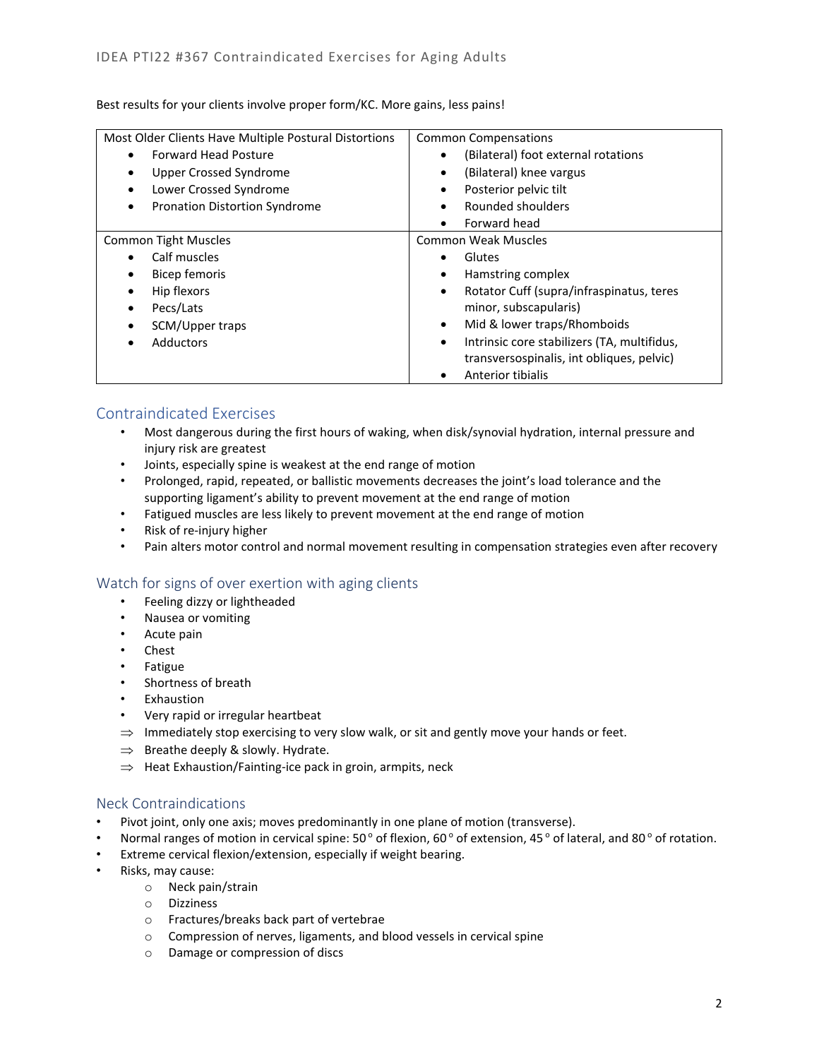Best results for your clients involve proper form/KC. More gains, less pains!

| Most Older Clients Have Multiple Postural Distortions | Common Compensations |
|---|---|
| • Forward Head Posture<br>• Upper Crossed Syndrome<br>• Lower Crossed Syndrome<br>• Pronation Distortion Syndrome | • (Bilateral) foot external rotations<br>• (Bilateral) knee vargus<br>• Posterior pelvic tilt<br>• Rounded shoulders<br>• Forward head |
| **Common Tight Muscles** | **Common Weak Muscles** |
| • Calf muscles<br>• Bicep femoris<br>• Hip flexors<br>• Pecs/Lats<br>• SCM/Upper traps<br>• Adductors | • Glutes<br>• Hamstring complex<br>• Rotator Cuff (supra/infraspinatus, teres minor, subscapularis)<br>• Mid & lower traps/Rhomboids<br>• Intrinsic core stabilizers (TA, multifidus, transversospinalis, int obliques, pelvic)<br>• Anterior tibialis |

## Contraindicated Exercises

- Most dangerous during the first hours of waking, when disk/synovial hydration, internal pressure and injury risk are greatest
- Joints, especially spine is weakest at the end range of motion
- Prolonged, rapid, repeated, or ballistic movements decreases the joint's load tolerance and the supporting ligament's ability to prevent movement at the end range of motion
- Fatigued muscles are less likely to prevent movement at the end range of motion
- Risk of re-injury higher
- Pain alters motor control and normal movement resulting in compensation strategies even after recovery

## Watch for signs of over exertion with aging clients

- Feeling dizzy or lightheaded
- Nausea or vomiting
- Acute pain
- Chest
- Fatigue
- Shortness of breath
- Exhaustion
- Very rapid or irregular heartbeat

⇒ Immediately stop exercising to very slow walk, or sit and gently move your hands or feet.

⇒ Breathe deeply & slowly. Hydrate.

⇒ Heat Exhaustion/Fainting-ice pack in groin, armpits, neck

## Neck Contraindications

- Pivot joint, only one axis; moves predominantly in one plane of motion (transverse).
- Normal ranges of motion in cervical spine: 50° of flexion, 60° of extension, 45° of lateral, and 80° of rotation.
- Extreme cervical flexion/extension, especially if weight bearing.
- Risks, may cause:
  - Neck pain/strain
  - Dizziness
  - Fractures/breaks back part of vertebrae
  - Compression of nerves, ligaments, and blood vessels in cervical spine
  - Damage or compression of discs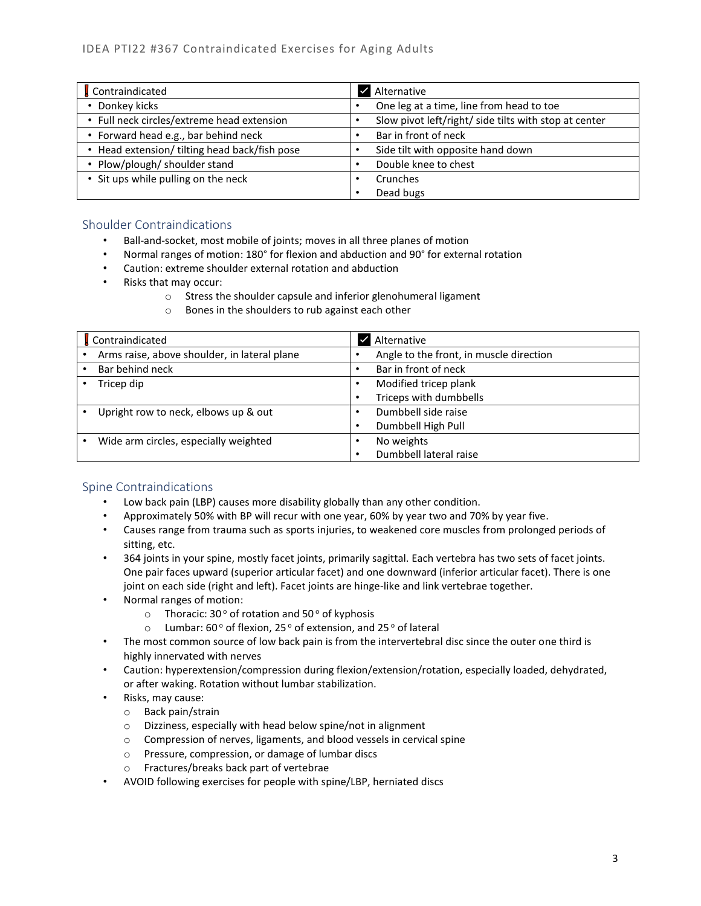| ❗ Contraindicated | ✔ Alternative |
| --- | --- |
| • Donkey kicks | • One leg at a time, line from head to toe |
| • Full neck circles/extreme head extension | • Slow pivot left/right/ side tilts with stop at center |
| • Forward head e.g., bar behind neck | • Bar in front of neck |
| • Head extension/ tilting head back/fish pose | • Side tilt with opposite hand down |
| • Plow/plough/ shoulder stand | • Double knee to chest |
| • Sit ups while pulling on the neck | • Crunches<br>• Dead bugs |

## Shoulder Contraindications

- Ball-and-socket, most mobile of joints; moves in all three planes of motion
- Normal ranges of motion: 180° for flexion and abduction and 90° for external rotation
- Caution: extreme shoulder external rotation and abduction
- Risks that may occur:
  - Stress the shoulder capsule and inferior glenohumeral ligament
  - Bones in the shoulders to rub against each other

| ❗ Contraindicated | ✔ Alternative |
| --- | --- |
| • Arms raise, above shoulder, in lateral plane | • Angle to the front, in muscle direction |
| • Bar behind neck | • Bar in front of neck |
| • Tricep dip | • Modified tricep plank<br>• Triceps with dumbbells |
| • Upright row to neck, elbows up & out | • Dumbbell side raise<br>• Dumbbell High Pull |
| • Wide arm circles, especially weighted | • No weights<br>• Dumbbell lateral raise |

## Spine Contraindications

- Low back pain (LBP) causes more disability globally than any other condition.
- Approximately 50% with BP will recur with one year, 60% by year two and 70% by year five.
- Causes range from trauma such as sports injuries, to weakened core muscles from prolonged periods of sitting, etc.
- 364 joints in your spine, mostly facet joints, primarily sagittal. Each vertebra has two sets of facet joints. One pair faces upward (superior articular facet) and one downward (inferior articular facet). There is one joint on each side (right and left). Facet joints are hinge-like and link vertebrae together.
- Normal ranges of motion:
  - Thoracic: 30° of rotation and 50° of kyphosis
  - Lumbar: 60° of flexion, 25° of extension, and 25° of lateral
- The most common source of low back pain is from the intervertebral disc since the outer one third is highly innervated with nerves
- Caution: hyperextension/compression during flexion/extension/rotation, especially loaded, dehydrated, or after waking. Rotation without lumbar stabilization.
- Risks, may cause:
  - Back pain/strain
  - Dizziness, especially with head below spine/not in alignment
  - Compression of nerves, ligaments, and blood vessels in cervical spine
  - Pressure, compression, or damage of lumbar discs
  - Fractures/breaks back part of vertebrae
- AVOID following exercises for people with spine/LBP, herniated discs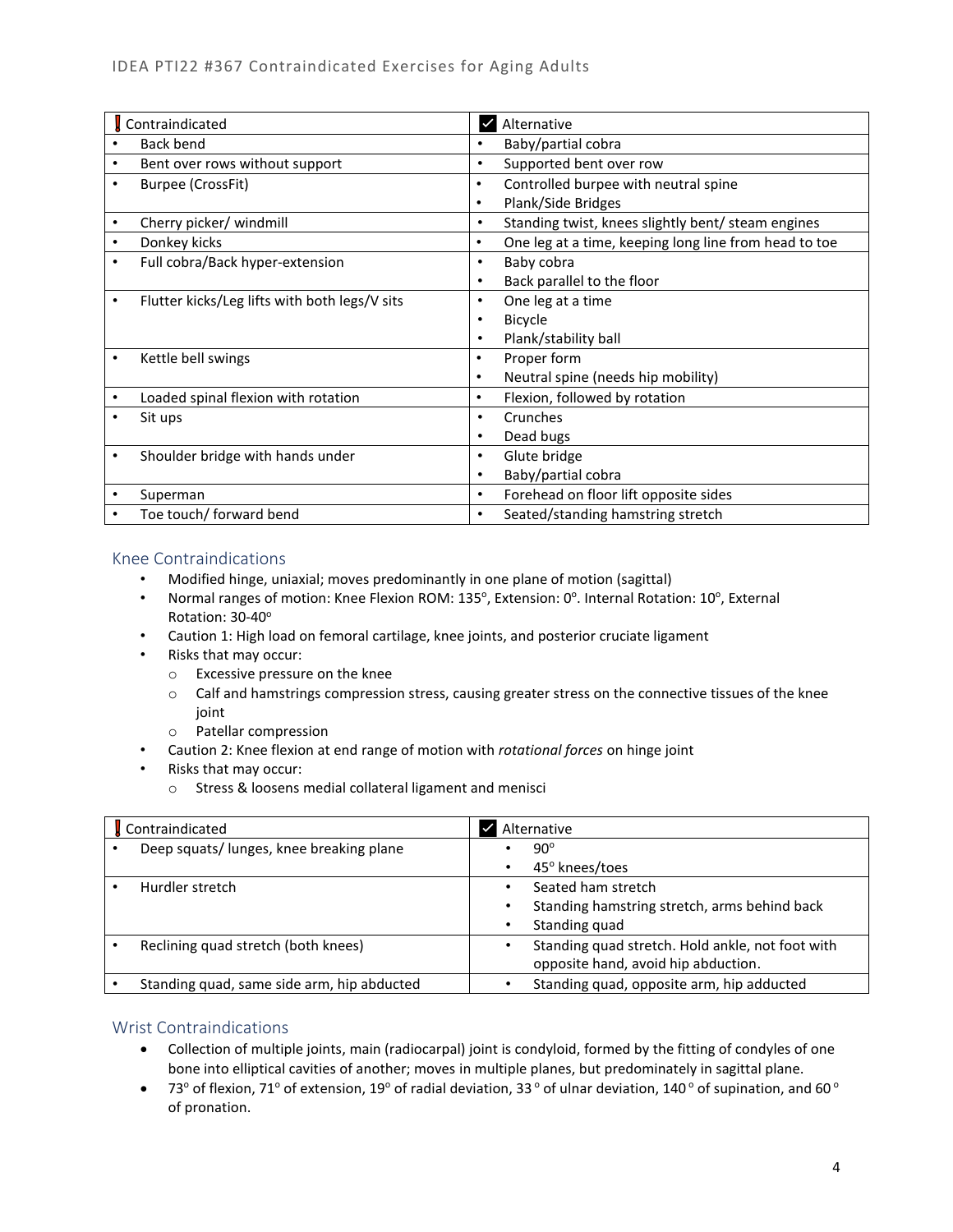| ! Contraindicated | ✓ Alternative |
| --- | --- |
| • Back bend | • Baby/partial cobra |
| • Bent over rows without support | • Supported bent over row |
| • Burpee (CrossFit) | • Controlled burpee with neutral spine<br>• Plank/Side Bridges |
| • Cherry picker/ windmill | • Standing twist, knees slightly bent/ steam engines |
| • Donkey kicks | • One leg at a time, keeping long line from head to toe |
| • Full cobra/Back hyper-extension | • Baby cobra<br>• Back parallel to the floor |
| • Flutter kicks/Leg lifts with both legs/V sits | • One leg at a time<br>• Bicycle<br>• Plank/stability ball |
| • Kettle bell swings | • Proper form<br>• Neutral spine (needs hip mobility) |
| • Loaded spinal flexion with rotation | • Flexion, followed by rotation |
| • Sit ups | • Crunches<br>• Dead bugs |
| • Shoulder bridge with hands under | • Glute bridge<br>• Baby/partial cobra |
| • Superman | • Forehead on floor lift opposite sides |
| • Toe touch/ forward bend | • Seated/standing hamstring stretch |

## Knee Contraindications

- Modified hinge, uniaxial; moves predominantly in one plane of motion (sagittal)
- Normal ranges of motion: Knee Flexion ROM: 135°, Extension: 0°. Internal Rotation: 10°, External Rotation: 30-40°
- Caution 1: High load on femoral cartilage, knee joints, and posterior cruciate ligament
- Risks that may occur:
  - Excessive pressure on the knee
  - Calf and hamstrings compression stress, causing greater stress on the connective tissues of the knee joint
  - Patellar compression
- Caution 2: Knee flexion at end range of motion with *rotational forces* on hinge joint
- Risks that may occur:
  - Stress & loosens medial collateral ligament and menisci

| ! Contraindicated | ✓ Alternative |
| --- | --- |
| • Deep squats/ lunges, knee breaking plane | • 90°<br>• 45° knees/toes |
| • Hurdler stretch | • Seated ham stretch<br>• Standing hamstring stretch, arms behind back<br>• Standing quad |
| • Reclining quad stretch (both knees) | • Standing quad stretch. Hold ankle, not foot with opposite hand, avoid hip abduction. |
| • Standing quad, same side arm, hip abducted | • Standing quad, opposite arm, hip adducted |

## Wrist Contraindications

- Collection of multiple joints, main (radiocarpal) joint is condyloid, formed by the fitting of condyles of one bone into elliptical cavities of another; moves in multiple planes, but predominately in sagittal plane.
- 73° of flexion, 71° of extension, 19° of radial deviation, 33° of ulnar deviation, 140° of supination, and 60° of pronation.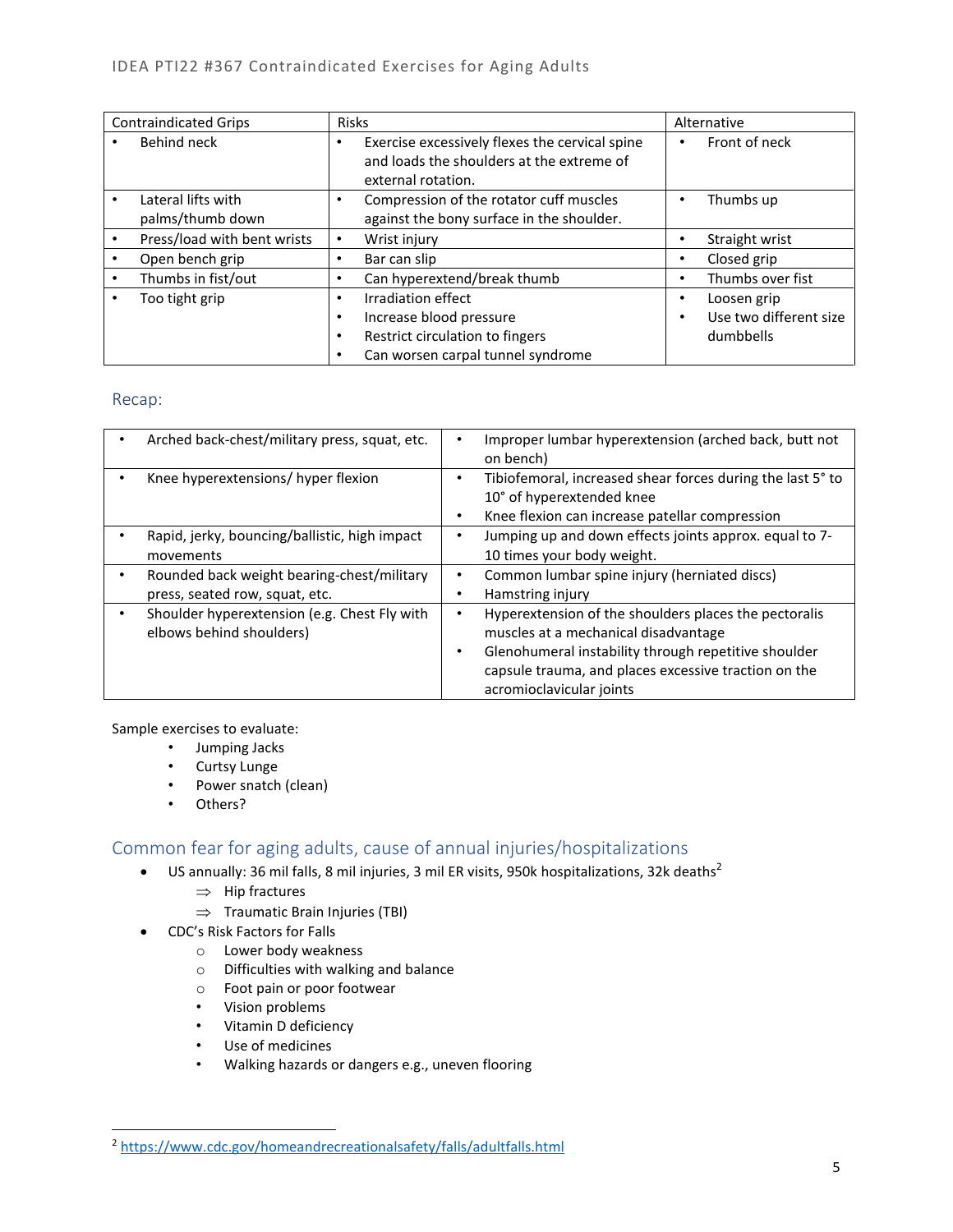| Contraindicated Grips | Risks | Alternative |
|---|---|---|
| • Behind neck | • Exercise excessively flexes the cervical spine and loads the shoulders at the extreme of external rotation. | • Front of neck |
| • Lateral lifts with palms/thumb down | • Compression of the rotator cuff muscles against the bony surface in the shoulder. | • Thumbs up |
| • Press/load with bent wrists | • Wrist injury | • Straight wrist |
| • Open bench grip | • Bar can slip | • Closed grip |
| • Thumbs in fist/out | • Can hyperextend/break thumb | • Thumbs over fist |
| • Too tight grip | • Irradiation effect<br>• Increase blood pressure<br>• Restrict circulation to fingers<br>• Can worsen carpal tunnel syndrome | • Loosen grip<br>• Use two different size dumbbells |

## Recap:

| | |
|---|---|
| • Arched back-chest/military press, squat, etc. | • Improper lumbar hyperextension (arched back, butt not on bench) |
| • Knee hyperextensions/ hyper flexion | • Tibiofemoral, increased shear forces during the last 5° to 10° of hyperextended knee<br>• Knee flexion can increase patellar compression |
| • Rapid, jerky, bouncing/ballistic, high impact movements | • Jumping up and down effects joints approx. equal to 7-10 times your body weight. |
| • Rounded back weight bearing-chest/military press, seated row, squat, etc. | • Common lumbar spine injury (herniated discs)<br>• Hamstring injury |
| • Shoulder hyperextension (e.g. Chest Fly with elbows behind shoulders) | • Hyperextension of the shoulders places the pectoralis muscles at a mechanical disadvantage<br>• Glenohumeral instability through repetitive shoulder capsule trauma, and places excessive traction on the acromioclavicular joints |

Sample exercises to evaluate:

- Jumping Jacks
- Curtsy Lunge
- Power snatch (clean)
- Others?

## Common fear for aging adults, cause of annual injuries/hospitalizations

- US annually: 36 mil falls, 8 mil injuries, 3 mil ER visits, 950k hospitalizations, 32k deaths[2]
  - ⇒ Hip fractures
  - ⇒ Traumatic Brain Injuries (TBI)
- CDC's Risk Factors for Falls
  - Lower body weakness
  - Difficulties with walking and balance
  - Foot pain or poor footwear
  - Vision problems
  - Vitamin D deficiency
  - Use of medicines
  - Walking hazards or dangers e.g., uneven flooring

[2] https://www.cdc.gov/homeandrecreationalsafety/falls/adultfalls.html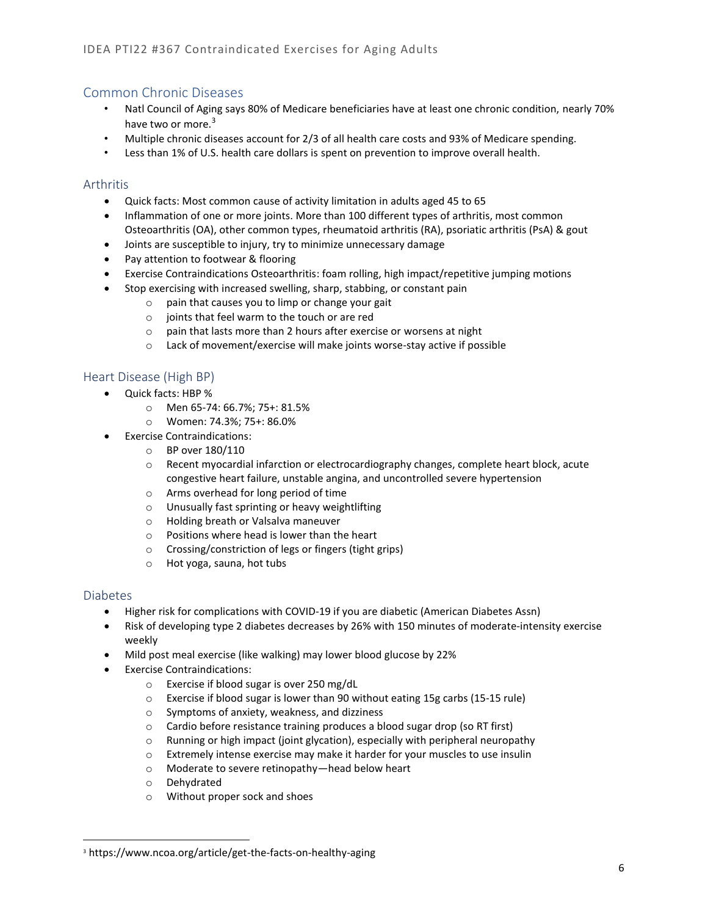## Common Chronic Diseases

- Natl Council of Aging says 80% of Medicare beneficiaries have at least one chronic condition, nearly 70% have two or more.[3]
- Multiple chronic diseases account for 2/3 of all health care costs and 93% of Medicare spending.
- Less than 1% of U.S. health care dollars is spent on prevention to improve overall health.

### Arthritis

- Quick facts: Most common cause of activity limitation in adults aged 45 to 65
- Inflammation of one or more joints. More than 100 different types of arthritis, most common Osteoarthritis (OA), other common types, rheumatoid arthritis (RA), psoriatic arthritis (PsA) & gout
- Joints are susceptible to injury, try to minimize unnecessary damage
- Pay attention to footwear & flooring
- Exercise Contraindications Osteoarthritis: foam rolling, high impact/repetitive jumping motions
- Stop exercising with increased swelling, sharp, stabbing, or constant pain
  - pain that causes you to limp or change your gait
  - joints that feel warm to the touch or are red
  - pain that lasts more than 2 hours after exercise or worsens at night
  - Lack of movement/exercise will make joints worse-stay active if possible

### Heart Disease (High BP)

- Quick facts: HBP %
  - Men 65-74: 66.7%; 75+: 81.5%
  - Women: 74.3%; 75+: 86.0%
- Exercise Contraindications:
  - BP over 180/110
  - Recent myocardial infarction or electrocardiography changes, complete heart block, acute congestive heart failure, unstable angina, and uncontrolled severe hypertension
  - Arms overhead for long period of time
  - Unusually fast sprinting or heavy weightlifting
  - Holding breath or Valsalva maneuver
  - Positions where head is lower than the heart
  - Crossing/constriction of legs or fingers (tight grips)
  - Hot yoga, sauna, hot tubs

### Diabetes

- Higher risk for complications with COVID-19 if you are diabetic (American Diabetes Assn)
- Risk of developing type 2 diabetes decreases by 26% with 150 minutes of moderate-intensity exercise weekly
- Mild post meal exercise (like walking) may lower blood glucose by 22%
- Exercise Contraindications:
  - Exercise if blood sugar is over 250 mg/dL
  - Exercise if blood sugar is lower than 90 without eating 15g carbs (15-15 rule)
  - Symptoms of anxiety, weakness, and dizziness
  - Cardio before resistance training produces a blood sugar drop (so RT first)
  - Running or high impact (joint glycation), especially with peripheral neuropathy
  - Extremely intense exercise may make it harder for your muscles to use insulin
  - Moderate to severe retinopathy—head below heart
  - Dehydrated
  - Without proper sock and shoes

---

[3] https://www.ncoa.org/article/get-the-facts-on-healthy-aging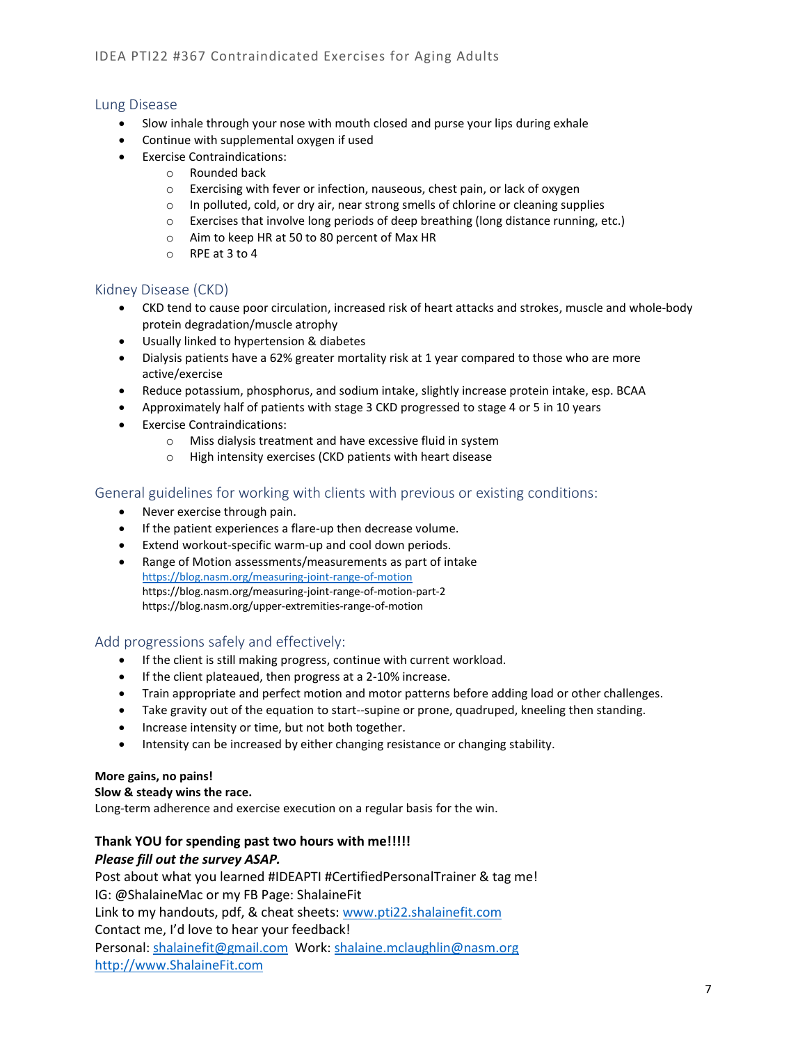## Lung Disease

- Slow inhale through your nose with mouth closed and purse your lips during exhale
- Continue with supplemental oxygen if used
- Exercise Contraindications:
  - Rounded back
  - Exercising with fever or infection, nauseous, chest pain, or lack of oxygen
  - In polluted, cold, or dry air, near strong smells of chlorine or cleaning supplies
  - Exercises that involve long periods of deep breathing (long distance running, etc.)
  - Aim to keep HR at 50 to 80 percent of Max HR
  - RPE at 3 to 4

## Kidney Disease (CKD)

- CKD tend to cause poor circulation, increased risk of heart attacks and strokes, muscle and whole-body protein degradation/muscle atrophy
- Usually linked to hypertension & diabetes
- Dialysis patients have a 62% greater mortality risk at 1 year compared to those who are more active/exercise
- Reduce potassium, phosphorus, and sodium intake, slightly increase protein intake, esp. BCAA
- Approximately half of patients with stage 3 CKD progressed to stage 4 or 5 in 10 years
- Exercise Contraindications:
  - Miss dialysis treatment and have excessive fluid in system
  - High intensity exercises (CKD patients with heart disease

## General guidelines for working with clients with previous or existing conditions:

- Never exercise through pain.
- If the patient experiences a flare-up then decrease volume.
- Extend workout-specific warm-up and cool down periods.
- Range of Motion assessments/measurements as part of intake
  https://blog.nasm.org/measuring-joint-range-of-motion
  https://blog.nasm.org/measuring-joint-range-of-motion-part-2
  https://blog.nasm.org/upper-extremities-range-of-motion

## Add progressions safely and effectively:

- If the client is still making progress, continue with current workload.
- If the client plateaued, then progress at a 2-10% increase.
- Train appropriate and perfect motion and motor patterns before adding load or other challenges.
- Take gravity out of the equation to start--supine or prone, quadruped, kneeling then standing.
- Increase intensity or time, but not both together.
- Intensity can be increased by either changing resistance or changing stability.

**More gains, no pains!**
**Slow & steady wins the race.**
Long-term adherence and exercise execution on a regular basis for the win.

**Thank YOU for spending past two hours with me!!!!!**
***Please fill out the survey ASAP.***
Post about what you learned #IDEAPTI #CertifiedPersonalTrainer & tag me!
IG: @ShalaineMac or my FB Page: ShalaineFit
Link to my handouts, pdf, & cheat sheets: www.pti22.shalainefit.com
Contact me, I'd love to hear your feedback!
Personal: shalainefit@gmail.com Work: shalaine.mclaughlin@nasm.org
http://www.ShalaineFit.com